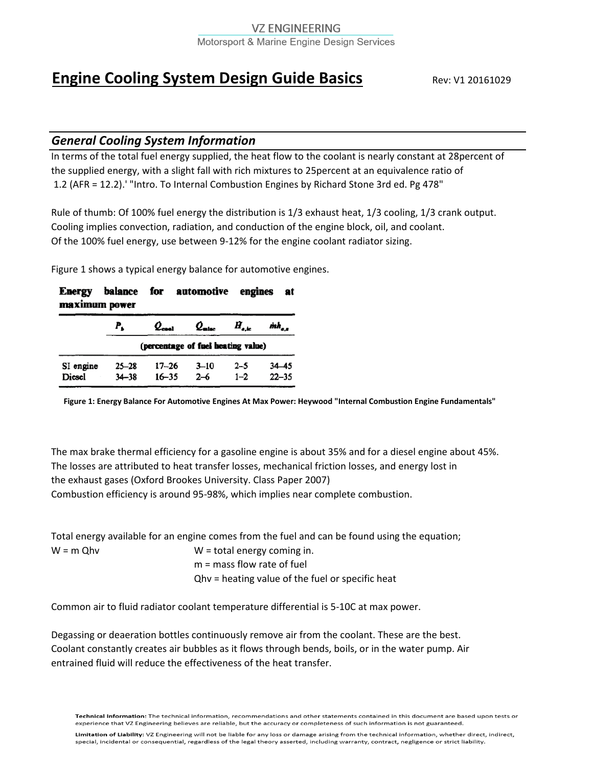VZ ENGINEERING
Motorsport & Marine Engine Design Services

# Engine Cooling System Design Guide Basics

Rev: V1 20161029

## *General Cooling System Information*

In terms of the total fuel energy supplied, the heat flow to the coolant is nearly constant at 28percent of the supplied energy, with a slight fall with rich mixtures to 25percent at an equivalence ratio of 1.2 (AFR = 12.2).' "Intro. To Internal Combustion Engines by Richard Stone 3rd ed. Pg 478"

Rule of thumb: Of 100% fuel energy the distribution is 1/3 exhaust heat, 1/3 cooling, 1/3 crank output.
Cooling implies convection, radiation, and conduction of the engine block, oil, and coolant.
Of the 100% fuel energy, use between 9-12% for the engine coolant radiator sizing.

Figure 1 shows a typical energy balance for automotive engines.

**Energy balance for automotive engines at maximum power**

| | $P_b$ | $Q_{cool}$ | $Q_{misc}$ | $\dot{H}_{e,ic}$ | $\dot{m}h_{e,s}$ |
|---|---|---|---|---|---|
| | (percentage of fuel heating value) | | | | |
| SI engine | 25–28 | 17–26 | 3–10 | 2–5 | 34–45 |
| Diesel | 34–38 | 16–35 | 2–6 | 1–2 | 22–35 |

**Figure 1: Energy Balance For Automotive Engines At Max Power: Heywood "Internal Combustion Engine Fundamentals"**

The max brake thermal efficiency for a gasoline engine is about 35% and for a diesel engine about 45%.
The losses are attributed to heat transfer losses, mechanical friction losses, and energy lost in the exhaust gases (Oxford Brookes University. Class Paper 2007)
Combustion efficiency is around 95-98%, which implies near complete combustion.

Total energy available for an engine comes from the fuel and can be found using the equation;

$W = m\,Q_{hv}$

- W = total energy coming in.
- m = mass flow rate of fuel
- Qhv = heating value of the fuel or specific heat

Common air to fluid radiator coolant temperature differential is 5-10C at max power.

Degassing or deaeration bottles continuously remove air from the coolant. These are the best.
Coolant constantly creates air bubbles as it flows through bends, boils, or in the water pump. Air entrained fluid will reduce the effectiveness of the heat transfer.

**Technical Information:** The technical information, recommendations and other statements contained in this document are based upon tests or experience that VZ Engineering believes are reliable, but the accuracy or completeness of such information is not guaranteed.

**Limitation of Liability:** VZ Engineering will not be liable for any loss or damage arising from the technical information, whether direct, indirect, special, incidental or consequential, regardless of the legal theory asserted, including warranty, contract, negligence or strict liability.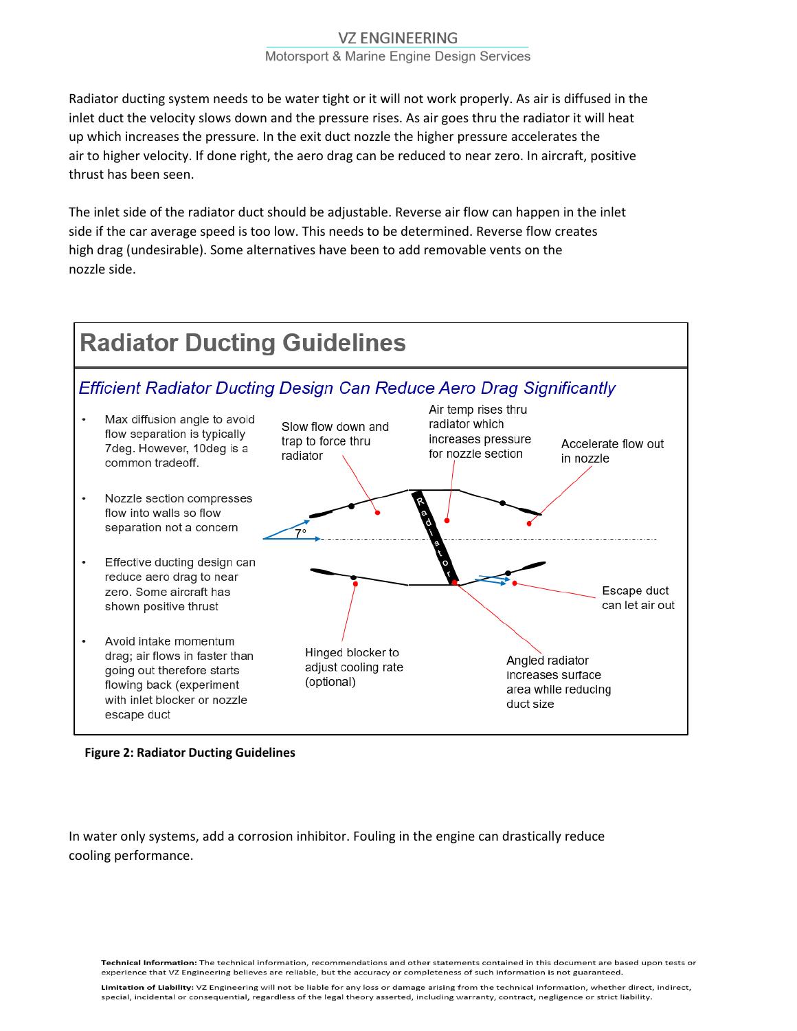Radiator ducting system needs to be water tight or it will not work properly. As air is diffused in the inlet duct the velocity slows down and the pressure rises. As air goes thru the radiator it will heat up which increases the pressure. In the exit duct nozzle the higher pressure accelerates the air to higher velocity. If done right, the aero drag can be reduced to near zero. In aircraft, positive thrust has been seen.

The inlet side of the radiator duct should be adjustable. Reverse air flow can happen in the inlet side if the car average speed is too low. This needs to be determined. Reverse flow creates high drag (undesirable). Some alternatives have been to add removable vents on the nozzle side.

## Radiator Ducting Guidelines

*Efficient Radiator Ducting Design Can Reduce Aero Drag Significantly*

- Max diffusion angle to avoid flow separation is typically 7deg. However, 10deg is a common tradeoff.
- Nozzle section compresses flow into walls so flow separation not a concern
- Effective ducting design can reduce aero drag to near zero. Some aircraft has shown positive thrust
- Avoid intake momentum drag; air flows in faster than going out therefore starts flowing back (experiment with inlet blocker or nozzle escape duct

Slow flow down and trap to force thru radiator

Air temp rises thru radiator which increases pressure for nozzle section

Accelerate flow out in nozzle

7°

Radiator

Escape duct can let air out

Hinged blocker to adjust cooling rate (optional)

Angled radiator increases surface area while reducing duct size

**Figure 2: Radiator Ducting Guidelines**

In water only systems, add a corrosion inhibitor. Fouling in the engine can drastically reduce cooling performance.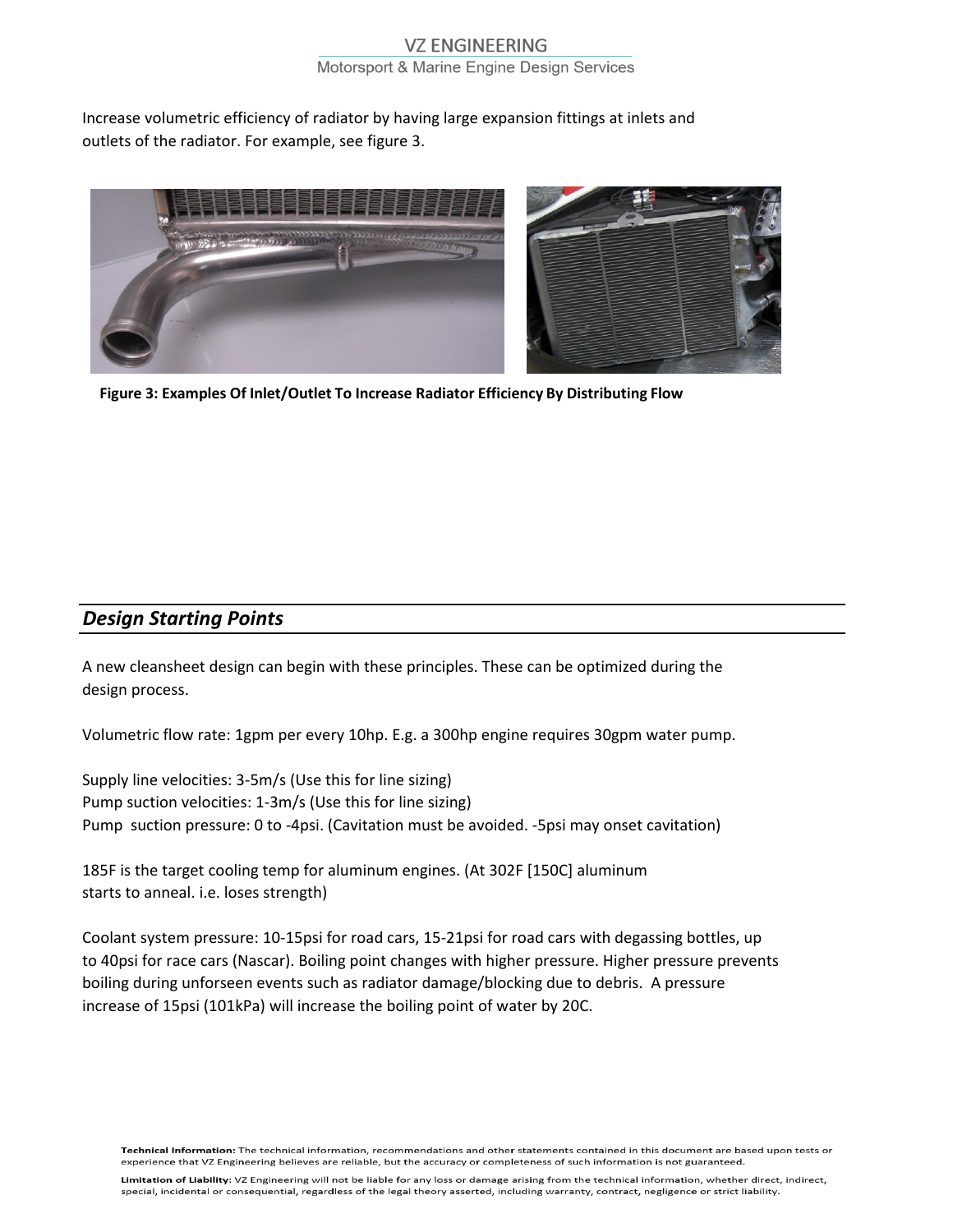Increase volumetric efficiency of radiator by having large expansion fittings at inlets and outlets of the radiator. For example, see figure 3.

**Figure 3: Examples Of Inlet/Outlet To Increase Radiator Efficiency By Distributing Flow**

## *Design Starting Points*

A new cleansheet design can begin with these principles. These can be optimized during the design process.

Volumetric flow rate: 1gpm per every 10hp. E.g. a 300hp engine requires 30gpm water pump.

Supply line velocities: 3-5m/s (Use this for line sizing)
Pump suction velocities: 1-3m/s (Use this for line sizing)
Pump suction pressure: 0 to -4psi. (Cavitation must be avoided. -5psi may onset cavitation)

185F is the target cooling temp for aluminum engines. (At 302F [150C] aluminum starts to anneal. i.e. loses strength)

Coolant system pressure: 10-15psi for road cars, 15-21psi for road cars with degassing bottles, up to 40psi for race cars (Nascar). Boiling point changes with higher pressure. Higher pressure prevents boiling during unforseen events such as radiator damage/blocking due to debris. A pressure increase of 15psi (101kPa) will increase the boiling point of water by 20C.

**Technical Information:** The technical information, recommendations and other statements contained in this document are based upon tests or experience that VZ Engineering believes are reliable, but the accuracy or completeness of such information is not guaranteed.

**Limitation of Liability:** VZ Engineering will not be liable for any loss or damage arising from the technical information, whether direct, indirect, special, incidental or consequential, regardless of the legal theory asserted, including warranty, contract, negligence or strict liability.